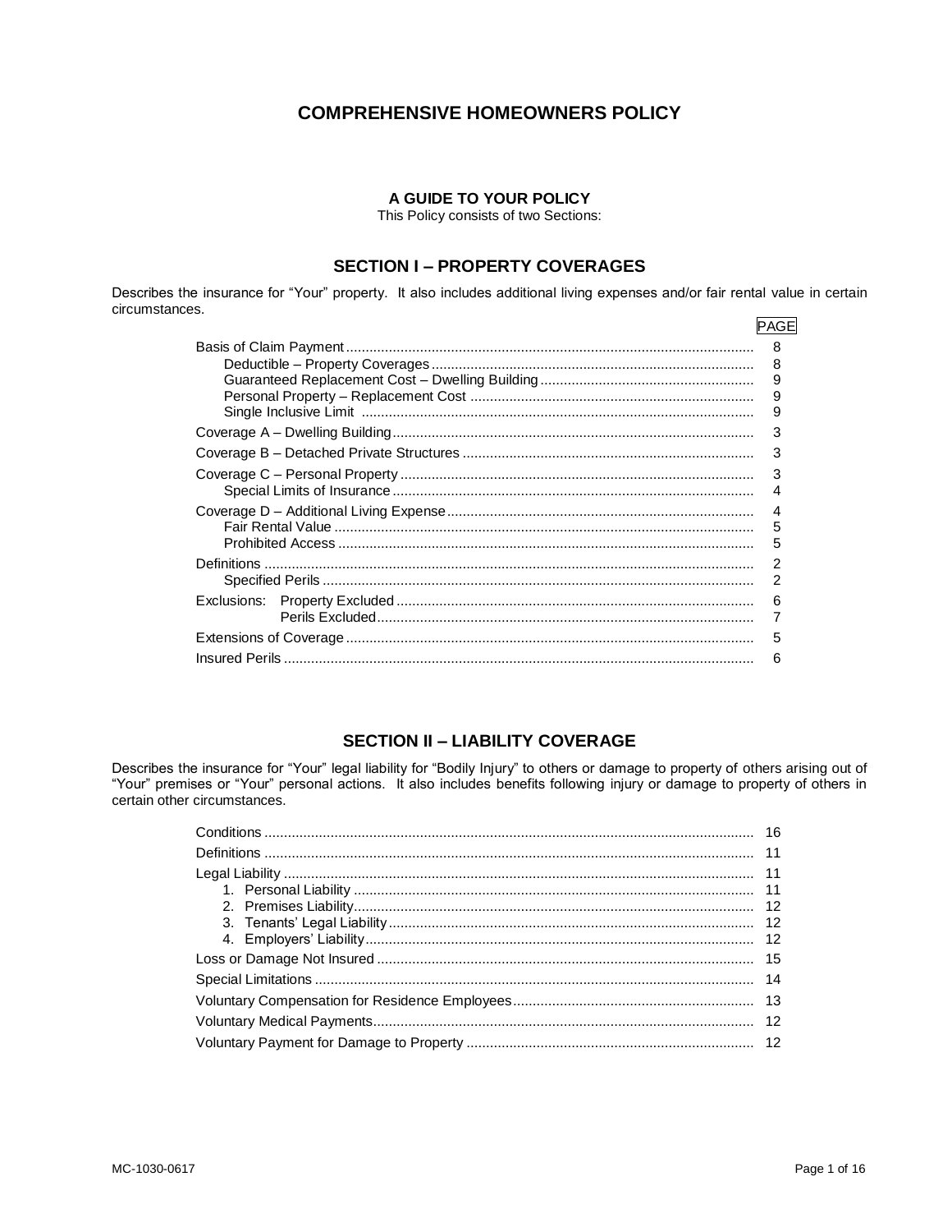# COMPREHENSIVE HOMEOWNERS POLICY

### A GUIDE TO YOUR POLICY

This Policy consists of two Sections:

## SECTION I – PROPERTY COVERAGES

Describes the insurance for "Your" property. It also includes additional living expenses and/or fair rental value in certain circumstances.

| | PAGE |
|---|---|
| Basis of Claim Payment | 8 |
| Deductible – Property Coverages | 8 |
| Guaranteed Replacement Cost – Dwelling Building | 9 |
| Personal Property – Replacement Cost | 9 |
| Single Inclusive Limit | 9 |
| Coverage A – Dwelling Building | 3 |
| Coverage B – Detached Private Structures | 3 |
| Coverage C – Personal Property | 3 |
| Special Limits of Insurance | 4 |
| Coverage D – Additional Living Expense | 4 |
| Fair Rental Value | 5 |
| Prohibited Access | 5 |
| Definitions | 2 |
| Specified Perils | 2 |
| Exclusions: Property Excluded | 6 |
| Perils Excluded | 7 |
| Extensions of Coverage | 5 |
| Insured Perils | 6 |

## SECTION II – LIABILITY COVERAGE

Describes the insurance for "Your" legal liability for "Bodily Injury" to others or damage to property of others arising out of "Your" premises or "Your" personal actions. It also includes benefits following injury or damage to property of others in certain other circumstances.

| | PAGE |
|---|---|
| Conditions | 16 |
| Definitions | 11 |
| Legal Liability | 11 |
| 1. Personal Liability | 11 |
| 2. Premises Liability | 12 |
| 3. Tenants' Legal Liability | 12 |
| 4. Employers' Liability | 12 |
| Loss or Damage Not Insured | 15 |
| Special Limitations | 14 |
| Voluntary Compensation for Residence Employees | 13 |
| Voluntary Medical Payments | 12 |
| Voluntary Payment for Damage to Property | 12 |

MC-1030-0617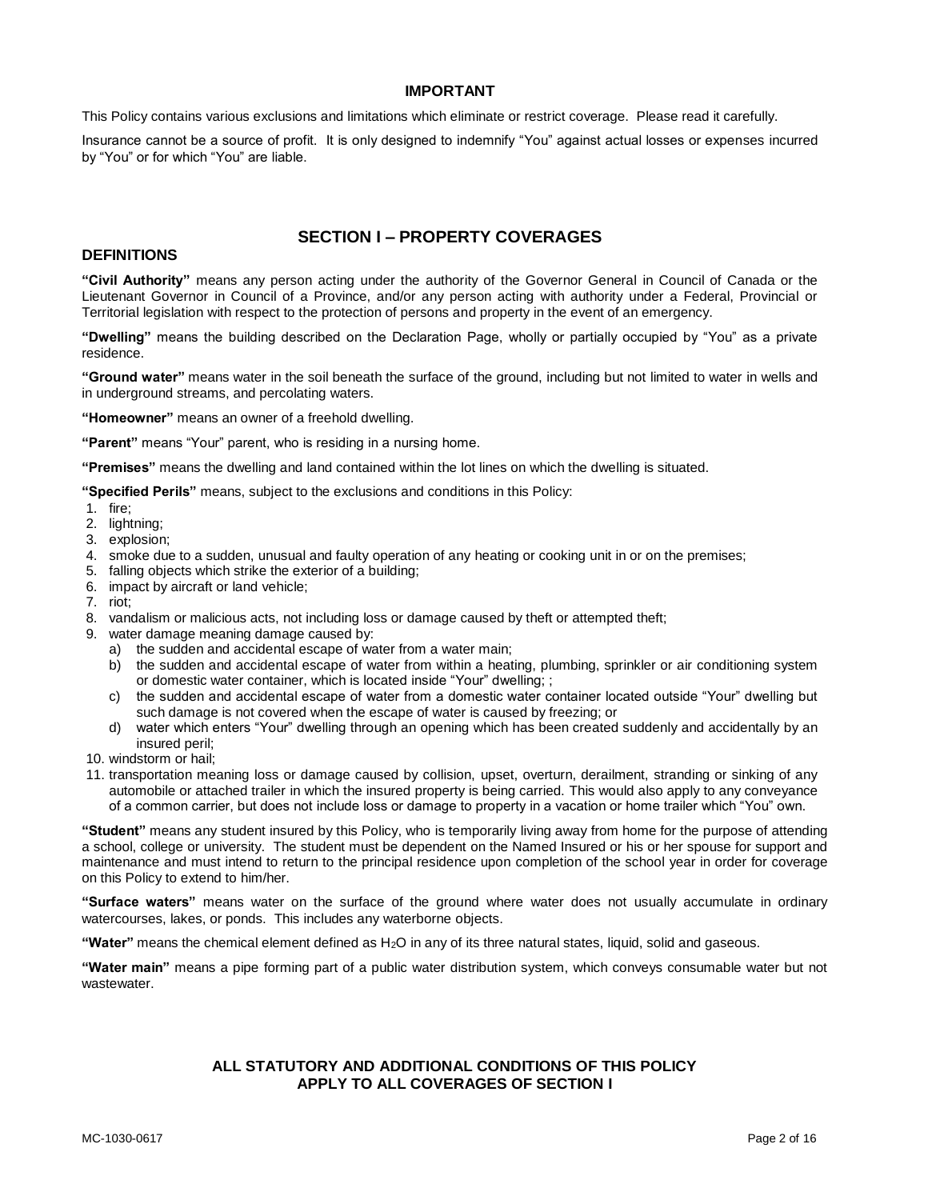## IMPORTANT

This Policy contains various exclusions and limitations which eliminate or restrict coverage. Please read it carefully.

Insurance cannot be a source of profit. It is only designed to indemnify "You" against actual losses or expenses incurred by "You" or for which "You" are liable.

# SECTION I – PROPERTY COVERAGES

## DEFINITIONS

**"Civil Authority"** means any person acting under the authority of the Governor General in Council of Canada or the Lieutenant Governor in Council of a Province, and/or any person acting with authority under a Federal, Provincial or Territorial legislation with respect to the protection of persons and property in the event of an emergency.

**"Dwelling"** means the building described on the Declaration Page, wholly or partially occupied by "You" as a private residence.

**"Ground water"** means water in the soil beneath the surface of the ground, including but not limited to water in wells and in underground streams, and percolating waters.

**"Homeowner"** means an owner of a freehold dwelling.

**"Parent"** means "Your" parent, who is residing in a nursing home.

**"Premises"** means the dwelling and land contained within the lot lines on which the dwelling is situated.

**"Specified Perils"** means, subject to the exclusions and conditions in this Policy:

1. fire;
2. lightning;
3. explosion;
4. smoke due to a sudden, unusual and faulty operation of any heating or cooking unit in or on the premises;
5. falling objects which strike the exterior of a building;
6. impact by aircraft or land vehicle;
7. riot;
8. vandalism or malicious acts, not including loss or damage caused by theft or attempted theft;
9. water damage meaning damage caused by:
   a) the sudden and accidental escape of water from a water main;
   b) the sudden and accidental escape of water from within a heating, plumbing, sprinkler or air conditioning system or domestic water container, which is located inside "Your" dwelling; ;
   c) the sudden and accidental escape of water from a domestic water container located outside "Your" dwelling but such damage is not covered when the escape of water is caused by freezing; or
   d) water which enters "Your" dwelling through an opening which has been created suddenly and accidentally by an insured peril;
10. windstorm or hail;
11. transportation meaning loss or damage caused by collision, upset, overturn, derailment, stranding or sinking of any automobile or attached trailer in which the insured property is being carried. This would also apply to any conveyance of a common carrier, but does not include loss or damage to property in a vacation or home trailer which "You" own.

**"Student"** means any student insured by this Policy, who is temporarily living away from home for the purpose of attending a school, college or university. The student must be dependent on the Named Insured or his or her spouse for support and maintenance and must intend to return to the principal residence upon completion of the school year in order for coverage on this Policy to extend to him/her.

**"Surface waters"** means water on the surface of the ground where water does not usually accumulate in ordinary watercourses, lakes, or ponds. This includes any waterborne objects.

**"Water"** means the chemical element defined as $H_2O$ in any of its three natural states, liquid, solid and gaseous.

**"Water main"** means a pipe forming part of a public water distribution system, which conveys consumable water but not wastewater.

**ALL STATUTORY AND ADDITIONAL CONDITIONS OF THIS POLICY APPLY TO ALL COVERAGES OF SECTION I**

MC-1030-0617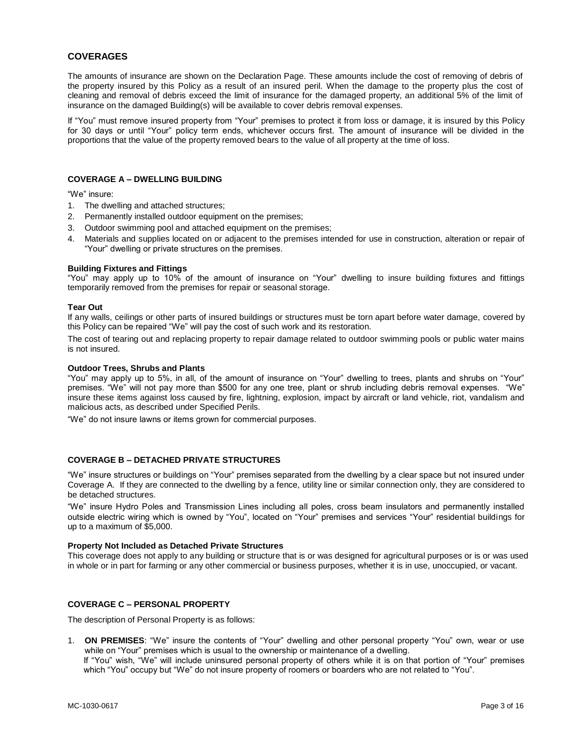## COVERAGES

The amounts of insurance are shown on the Declaration Page. These amounts include the cost of removing of debris of the property insured by this Policy as a result of an insured peril. When the damage to the property plus the cost of cleaning and removal of debris exceed the limit of insurance for the damaged property, an additional 5% of the limit of insurance on the damaged Building(s) will be available to cover debris removal expenses.

If "You" must remove insured property from "Your" premises to protect it from loss or damage, it is insured by this Policy for 30 days or until "Your" policy term ends, whichever occurs first. The amount of insurance will be divided in the proportions that the value of the property removed bears to the value of all property at the time of loss.

### COVERAGE A – DWELLING BUILDING

"We" insure:

1. The dwelling and attached structures;
2. Permanently installed outdoor equipment on the premises;
3. Outdoor swimming pool and attached equipment on the premises;
4. Materials and supplies located on or adjacent to the premises intended for use in construction, alteration or repair of "Your" dwelling or private structures on the premises.

**Building Fixtures and Fittings**
"You" may apply up to 10% of the amount of insurance on "Your" dwelling to insure building fixtures and fittings temporarily removed from the premises for repair or seasonal storage.

**Tear Out**
If any walls, ceilings or other parts of insured buildings or structures must be torn apart before water damage, covered by this Policy can be repaired "We" will pay the cost of such work and its restoration.

The cost of tearing out and replacing property to repair damage related to outdoor swimming pools or public water mains is not insured.

**Outdoor Trees, Shrubs and Plants**
"You" may apply up to 5%, in all, of the amount of insurance on "Your" dwelling to trees, plants and shrubs on "Your" premises. "We" will not pay more than $500 for any one tree, plant or shrub including debris removal expenses. "We" insure these items against loss caused by fire, lightning, explosion, impact by aircraft or land vehicle, riot, vandalism and malicious acts, as described under Specified Perils.

"We" do not insure lawns or items grown for commercial purposes.

### COVERAGE B – DETACHED PRIVATE STRUCTURES

"We" insure structures or buildings on "Your" premises separated from the dwelling by a clear space but not insured under Coverage A. If they are connected to the dwelling by a fence, utility line or similar connection only, they are considered to be detached structures.

"We" insure Hydro Poles and Transmission Lines including all poles, cross beam insulators and permanently installed outside electric wiring which is owned by "You", located on "Your" premises and services "Your" residential buildings for up to a maximum of $5,000.

**Property Not Included as Detached Private Structures**
This coverage does not apply to any building or structure that is or was designed for agricultural purposes or is or was used in whole or in part for farming or any other commercial or business purposes, whether it is in use, unoccupied, or vacant.

### COVERAGE C – PERSONAL PROPERTY

The description of Personal Property is as follows:

1. **ON PREMISES**: "We" insure the contents of "Your" dwelling and other personal property "You" own, wear or use while on "Your" premises which is usual to the ownership or maintenance of a dwelling.
   If "You" wish, "We" will include uninsured personal property of others while it is on that portion of "Your" premises which "You" occupy but "We" do not insure property of roomers or boarders who are not related to "You".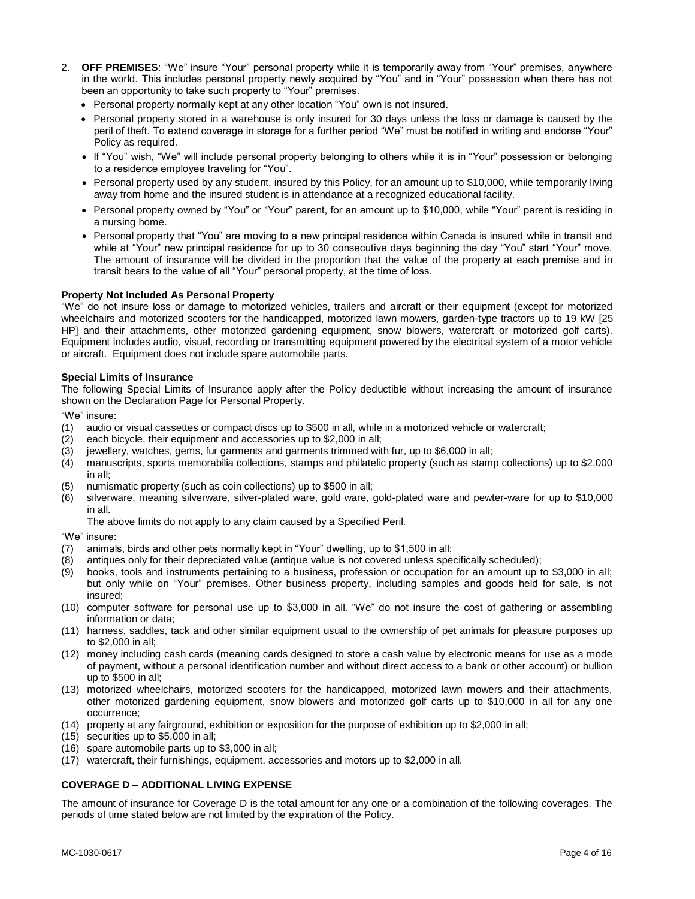2. **OFF PREMISES**: “We” insure “Your” personal property while it is temporarily away from “Your” premises, anywhere in the world. This includes personal property newly acquired by “You” and in “Your” possession when there has not been an opportunity to take such property to “Your” premises.
   - Personal property normally kept at any other location “You” own is not insured.
   - Personal property stored in a warehouse is only insured for 30 days unless the loss or damage is caused by the peril of theft. To extend coverage in storage for a further period “We” must be notified in writing and endorse “Your” Policy as required.
   - If “You” wish, “We” will include personal property belonging to others while it is in “Your” possession or belonging to a residence employee traveling for “You”.
   - Personal property used by any student, insured by this Policy, for an amount up to $10,000, while temporarily living away from home and the insured student is in attendance at a recognized educational facility.
   - Personal property owned by “You” or “Your” parent, for an amount up to $10,000, while “Your” parent is residing in a nursing home.
   - Personal property that “You” are moving to a new principal residence within Canada is insured while in transit and while at “Your” new principal residence for up to 30 consecutive days beginning the day “You” start “Your” move. The amount of insurance will be divided in the proportion that the value of the property at each premise and in transit bears to the value of all “Your” personal property, at the time of loss.

**Property Not Included As Personal Property**

“We” do not insure loss or damage to motorized vehicles, trailers and aircraft or their equipment (except for motorized wheelchairs and motorized scooters for the handicapped, motorized lawn mowers, garden-type tractors up to 19 kW [25 HP] and their attachments, other motorized gardening equipment, snow blowers, watercraft or motorized golf carts). Equipment includes audio, visual, recording or transmitting equipment powered by the electrical system of a motor vehicle or aircraft. Equipment does not include spare automobile parts.

**Special Limits of Insurance**

The following Special Limits of Insurance apply after the Policy deductible without increasing the amount of insurance shown on the Declaration Page for Personal Property.

“We” insure:

(1) audio or visual cassettes or compact discs up to $500 in all, while in a motorized vehicle or watercraft;
(2) each bicycle, their equipment and accessories up to $2,000 in all;
(3) jewellery, watches, gems, fur garments and garments trimmed with fur, up to $6,000 in all;
(4) manuscripts, sports memorabilia collections, stamps and philatelic property (such as stamp collections) up to $2,000 in all;
(5) numismatic property (such as coin collections) up to $500 in all;
(6) silverware, meaning silverware, silver-plated ware, gold ware, gold-plated ware and pewter-ware for up to $10,000 in all.

The above limits do not apply to any claim caused by a Specified Peril.

“We” insure:

(7) animals, birds and other pets normally kept in “Your” dwelling, up to $1,500 in all;
(8) antiques only for their depreciated value (antique value is not covered unless specifically scheduled);
(9) books, tools and instruments pertaining to a business, profession or occupation for an amount up to $3,000 in all; but only while on “Your” premises. Other business property, including samples and goods held for sale, is not insured;
(10) computer software for personal use up to $3,000 in all. “We” do not insure the cost of gathering or assembling information or data;
(11) harness, saddles, tack and other similar equipment usual to the ownership of pet animals for pleasure purposes up to $2,000 in all;
(12) money including cash cards (meaning cards designed to store a cash value by electronic means for use as a mode of payment, without a personal identification number and without direct access to a bank or other account) or bullion up to $500 in all;
(13) motorized wheelchairs, motorized scooters for the handicapped, motorized lawn mowers and their attachments, other motorized gardening equipment, snow blowers and motorized golf carts up to $10,000 in all for any one occurrence;
(14) property at any fairground, exhibition or exposition for the purpose of exhibition up to $2,000 in all;
(15) securities up to $5,000 in all;
(16) spare automobile parts up to $3,000 in all;
(17) watercraft, their furnishings, equipment, accessories and motors up to $2,000 in all.

## COVERAGE D – ADDITIONAL LIVING EXPENSE

The amount of insurance for Coverage D is the total amount for any one or a combination of the following coverages. The periods of time stated below are not limited by the expiration of the Policy.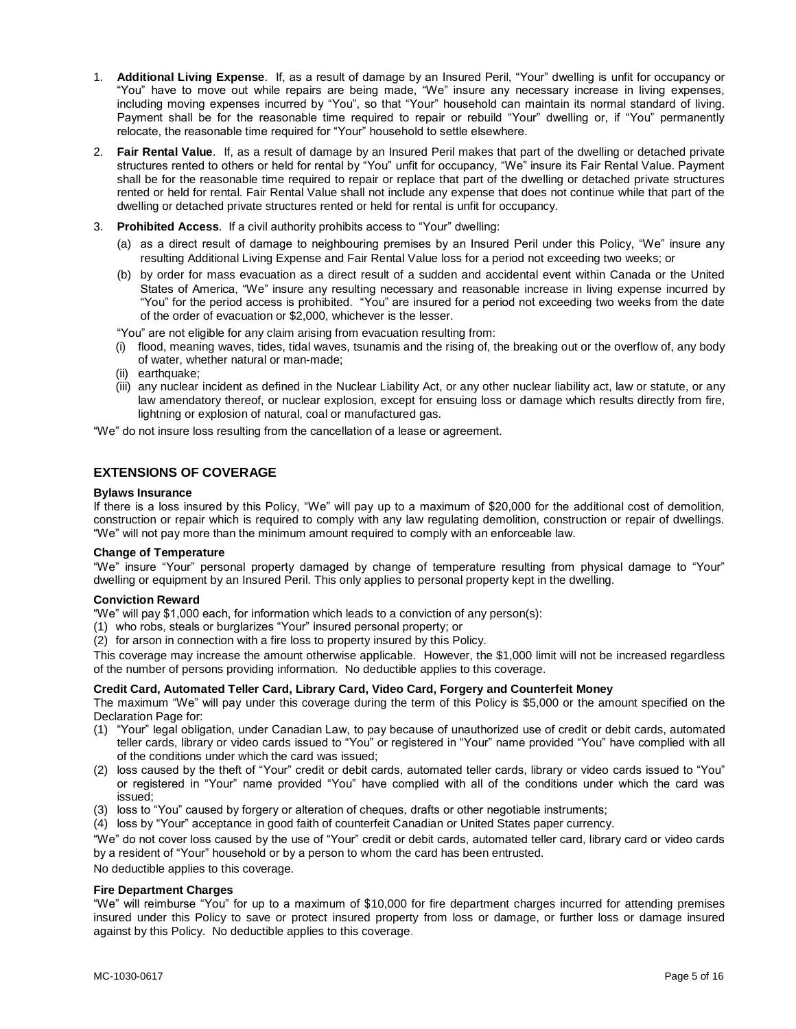1. **Additional Living Expense**. If, as a result of damage by an Insured Peril, "Your" dwelling is unfit for occupancy or "You" have to move out while repairs are being made, "We" insure any necessary increase in living expenses, including moving expenses incurred by "You", so that "Your" household can maintain its normal standard of living. Payment shall be for the reasonable time required to repair or rebuild "Your" dwelling or, if "You" permanently relocate, the reasonable time required for "Your" household to settle elsewhere.

2. **Fair Rental Value**. If, as a result of damage by an Insured Peril makes that part of the dwelling or detached private structures rented to others or held for rental by "You" unfit for occupancy, "We" insure its Fair Rental Value. Payment shall be for the reasonable time required to repair or replace that part of the dwelling or detached private structures rented or held for rental. Fair Rental Value shall not include any expense that does not continue while that part of the dwelling or detached private structures rented or held for rental is unfit for occupancy.

3. **Prohibited Access**. If a civil authority prohibits access to "Your" dwelling:

   (a) as a direct result of damage to neighbouring premises by an Insured Peril under this Policy, "We" insure any resulting Additional Living Expense and Fair Rental Value loss for a period not exceeding two weeks; or

   (b) by order for mass evacuation as a direct result of a sudden and accidental event within Canada or the United States of America, "We" insure any resulting necessary and reasonable increase in living expense incurred by "You" for the period access is prohibited. "You" are insured for a period not exceeding two weeks from the date of the order of evacuation or $2,000, whichever is the lesser.

   "You" are not eligible for any claim arising from evacuation resulting from:

   (i) flood, meaning waves, tides, tidal waves, tsunamis and the rising of, the breaking out or the overflow of, any body of water, whether natural or man-made;

   (ii) earthquake;

   (iii) any nuclear incident as defined in the Nuclear Liability Act, or any other nuclear liability act, law or statute, or any law amendatory thereof, or nuclear explosion, except for ensuing loss or damage which results directly from fire, lightning or explosion of natural, coal or manufactured gas.

"We" do not insure loss resulting from the cancellation of a lease or agreement.

## EXTENSIONS OF COVERAGE

### Bylaws Insurance

If there is a loss insured by this Policy, "We" will pay up to a maximum of $20,000 for the additional cost of demolition, construction or repair which is required to comply with any law regulating demolition, construction or repair of dwellings. "We" will not pay more than the minimum amount required to comply with an enforceable law.

### Change of Temperature

"We" insure "Your" personal property damaged by change of temperature resulting from physical damage to "Your" dwelling or equipment by an Insured Peril. This only applies to personal property kept in the dwelling.

### Conviction Reward

"We" will pay $1,000 each, for information which leads to a conviction of any person(s):

(1) who robs, steals or burglarizes "Your" insured personal property; or

(2) for arson in connection with a fire loss to property insured by this Policy.

This coverage may increase the amount otherwise applicable. However, the $1,000 limit will not be increased regardless of the number of persons providing information. No deductible applies to this coverage.

### Credit Card, Automated Teller Card, Library Card, Video Card, Forgery and Counterfeit Money

The maximum "We" will pay under this coverage during the term of this Policy is $5,000 or the amount specified on the Declaration Page for:

(1) "Your" legal obligation, under Canadian Law, to pay because of unauthorized use of credit or debit cards, automated teller cards, library or video cards issued to "You" or registered in "Your" name provided "You" have complied with all of the conditions under which the card was issued;

(2) loss caused by the theft of "Your" credit or debit cards, automated teller cards, library or video cards issued to "You" or registered in "Your" name provided "You" have complied with all of the conditions under which the card was issued;

(3) loss to "You" caused by forgery or alteration of cheques, drafts or other negotiable instruments;

(4) loss by "Your" acceptance in good faith of counterfeit Canadian or United States paper currency.

"We" do not cover loss caused by the use of "Your" credit or debit cards, automated teller card, library card or video cards by a resident of "Your" household or by a person to whom the card has been entrusted.

No deductible applies to this coverage.

### Fire Department Charges

"We" will reimburse "You" for up to a maximum of $10,000 for fire department charges incurred for attending premises insured under this Policy to save or protect insured property from loss or damage, or further loss or damage insured against by this Policy. No deductible applies to this coverage.

MC-1030-0617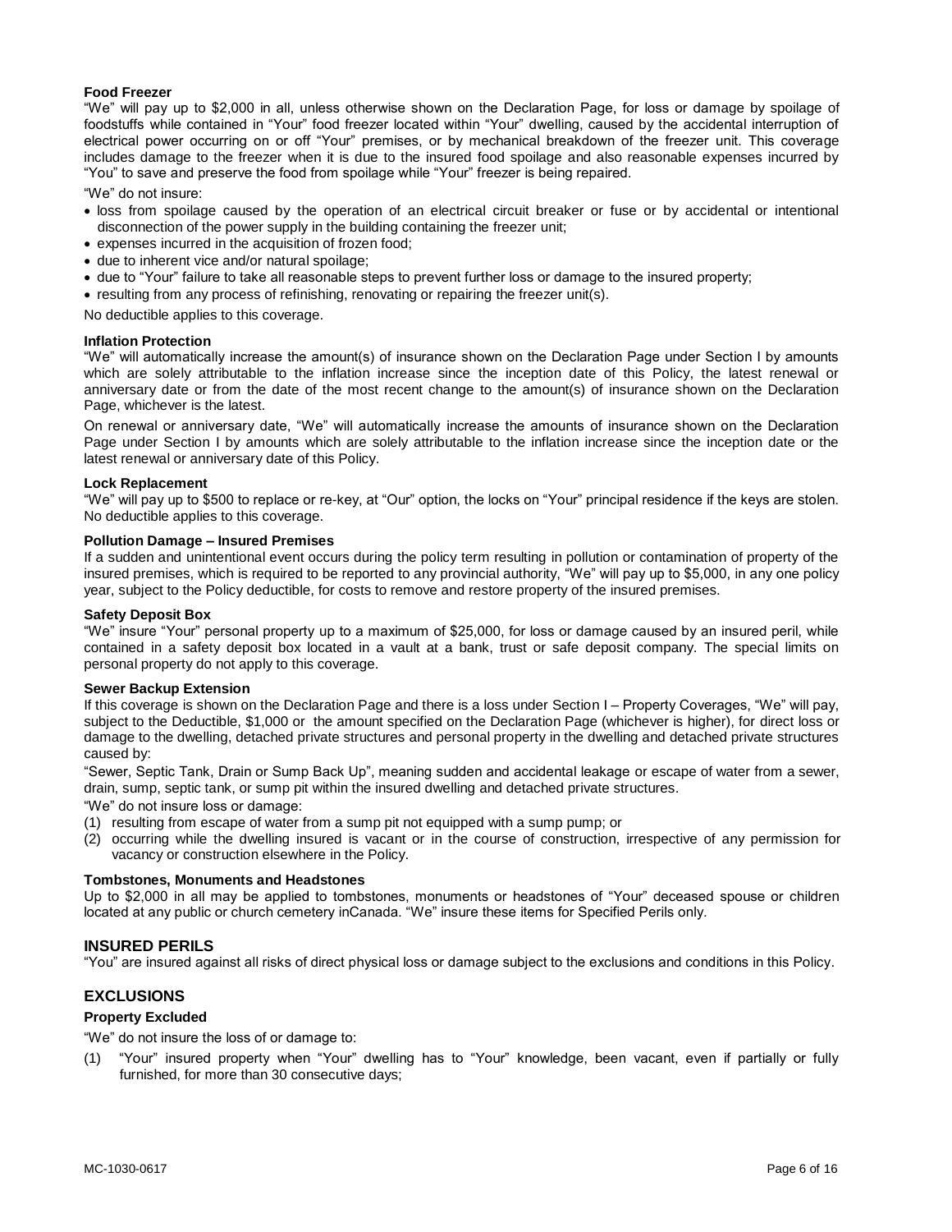**Food Freezer**

"We" will pay up to $2,000 in all, unless otherwise shown on the Declaration Page, for loss or damage by spoilage of foodstuffs while contained in "Your" food freezer located within "Your" dwelling, caused by the accidental interruption of electrical power occurring on or off "Your" premises, or by mechanical breakdown of the freezer unit. This coverage includes damage to the freezer when it is due to the insured food spoilage and also reasonable expenses incurred by "You" to save and preserve the food from spoilage while "Your" freezer is being repaired.

"We" do not insure:

- loss from spoilage caused by the operation of an electrical circuit breaker or fuse or by accidental or intentional disconnection of the power supply in the building containing the freezer unit;
- expenses incurred in the acquisition of frozen food;
- due to inherent vice and/or natural spoilage;
- due to "Your" failure to take all reasonable steps to prevent further loss or damage to the insured property;
- resulting from any process of refinishing, renovating or repairing the freezer unit(s).

No deductible applies to this coverage.

**Inflation Protection**

"We" will automatically increase the amount(s) of insurance shown on the Declaration Page under Section I by amounts which are solely attributable to the inflation increase since the inception date of this Policy, the latest renewal or anniversary date or from the date of the most recent change to the amount(s) of insurance shown on the Declaration Page, whichever is the latest.

On renewal or anniversary date, "We" will automatically increase the amounts of insurance shown on the Declaration Page under Section I by amounts which are solely attributable to the inflation increase since the inception date or the latest renewal or anniversary date of this Policy.

**Lock Replacement**

"We" will pay up to $500 to replace or re-key, at "Our" option, the locks on "Your" principal residence if the keys are stolen. No deductible applies to this coverage.

**Pollution Damage – Insured Premises**

If a sudden and unintentional event occurs during the policy term resulting in pollution or contamination of property of the insured premises, which is required to be reported to any provincial authority, "We" will pay up to $5,000, in any one policy year, subject to the Policy deductible, for costs to remove and restore property of the insured premises.

**Safety Deposit Box**

"We" insure "Your" personal property up to a maximum of $25,000, for loss or damage caused by an insured peril, while contained in a safety deposit box located in a vault at a bank, trust or safe deposit company. The special limits on personal property do not apply to this coverage.

**Sewer Backup Extension**

If this coverage is shown on the Declaration Page and there is a loss under Section I – Property Coverages, "We" will pay, subject to the Deductible, $1,000 or the amount specified on the Declaration Page (whichever is higher), for direct loss or damage to the dwelling, detached private structures and personal property in the dwelling and detached private structures caused by:

"Sewer, Septic Tank, Drain or Sump Back Up", meaning sudden and accidental leakage or escape of water from a sewer, drain, sump, septic tank, or sump pit within the insured dwelling and detached private structures.

"We" do not insure loss or damage:

(1) resulting from escape of water from a sump pit not equipped with a sump pump; or
(2) occurring while the dwelling insured is vacant or in the course of construction, irrespective of any permission for vacancy or construction elsewhere in the Policy.

**Tombstones, Monuments and Headstones**

Up to $2,000 in all may be applied to tombstones, monuments or headstones of "Your" deceased spouse or children located at any public or church cemetery inCanada. "We" insure these items for Specified Perils only.

## INSURED PERILS

"You" are insured against all risks of direct physical loss or damage subject to the exclusions and conditions in this Policy.

## EXCLUSIONS

**Property Excluded**

"We" do not insure the loss of or damage to:

(1) "Your" insured property when "Your" dwelling has to "Your" knowledge, been vacant, even if partially or fully furnished, for more than 30 consecutive days;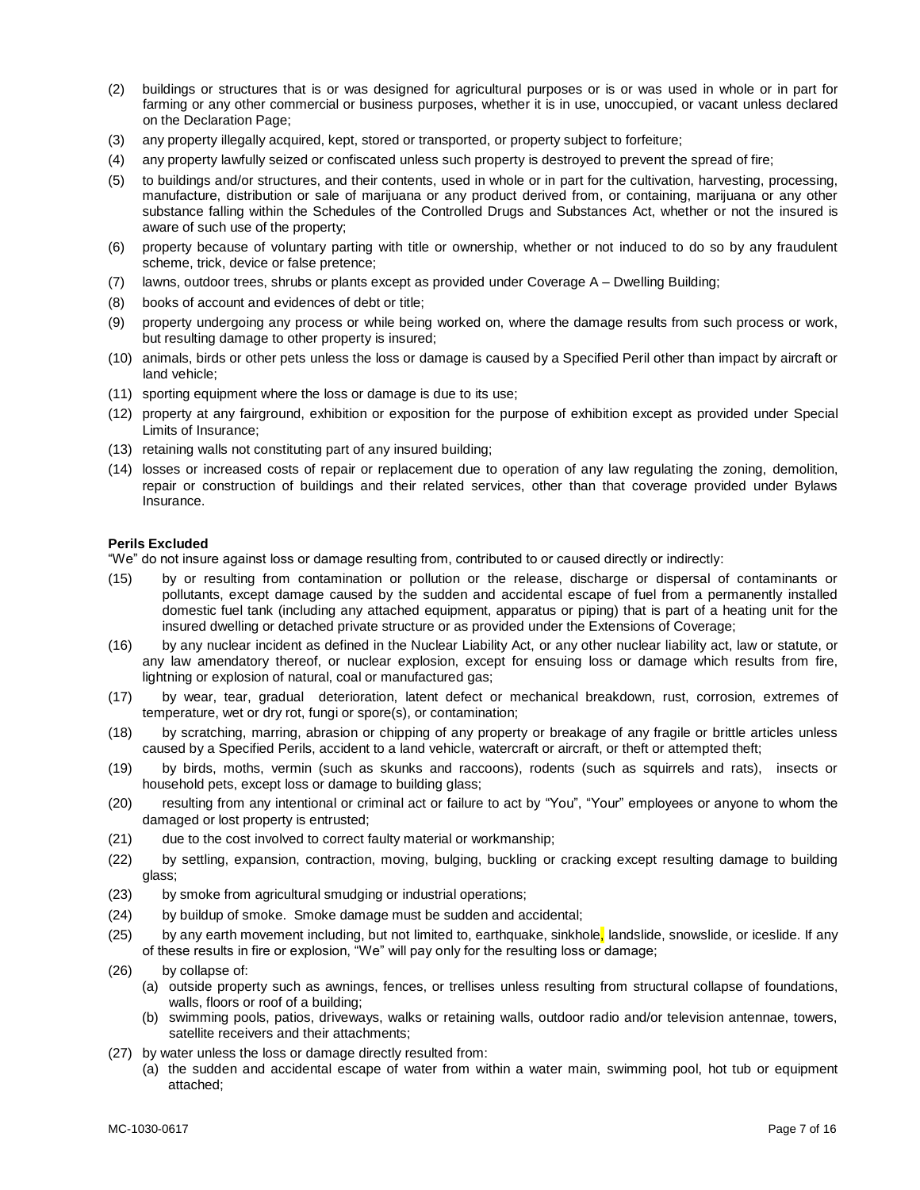(2) buildings or structures that is or was designed for agricultural purposes or is or was used in whole or in part for farming or any other commercial or business purposes, whether it is in use, unoccupied, or vacant unless declared on the Declaration Page;

(3) any property illegally acquired, kept, stored or transported, or property subject to forfeiture;

(4) any property lawfully seized or confiscated unless such property is destroyed to prevent the spread of fire;

(5) to buildings and/or structures, and their contents, used in whole or in part for the cultivation, harvesting, processing, manufacture, distribution or sale of marijuana or any product derived from, or containing, marijuana or any other substance falling within the Schedules of the Controlled Drugs and Substances Act, whether or not the insured is aware of such use of the property;

(6) property because of voluntary parting with title or ownership, whether or not induced to do so by any fraudulent scheme, trick, device or false pretence;

(7) lawns, outdoor trees, shrubs or plants except as provided under Coverage A – Dwelling Building;

(8) books of account and evidences of debt or title;

(9) property undergoing any process or while being worked on, where the damage results from such process or work, but resulting damage to other property is insured;

(10) animals, birds or other pets unless the loss or damage is caused by a Specified Peril other than impact by aircraft or land vehicle;

(11) sporting equipment where the loss or damage is due to its use;

(12) property at any fairground, exhibition or exposition for the purpose of exhibition except as provided under Special Limits of Insurance;

(13) retaining walls not constituting part of any insured building;

(14) losses or increased costs of repair or replacement due to operation of any law regulating the zoning, demolition, repair or construction of buildings and their related services, other than that coverage provided under Bylaws Insurance.

**Perils Excluded**

"We" do not insure against loss or damage resulting from, contributed to or caused directly or indirectly:

(15) by or resulting from contamination or pollution or the release, discharge or dispersal of contaminants or pollutants, except damage caused by the sudden and accidental escape of fuel from a permanently installed domestic fuel tank (including any attached equipment, apparatus or piping) that is part of a heating unit for the insured dwelling or detached private structure or as provided under the Extensions of Coverage;

(16) by any nuclear incident as defined in the Nuclear Liability Act, or any other nuclear liability act, law or statute, or any law amendatory thereof, or nuclear explosion, except for ensuing loss or damage which results from fire, lightning or explosion of natural, coal or manufactured gas;

(17) by wear, tear, gradual deterioration, latent defect or mechanical breakdown, rust, corrosion, extremes of temperature, wet or dry rot, fungi or spore(s), or contamination;

(18) by scratching, marring, abrasion or chipping of any property or breakage of any fragile or brittle articles unless caused by a Specified Perils, accident to a land vehicle, watercraft or aircraft, or theft or attempted theft;

(19) by birds, moths, vermin (such as skunks and raccoons), rodents (such as squirrels and rats), insects or household pets, except loss or damage to building glass;

(20) resulting from any intentional or criminal act or failure to act by "You", "Your" employees or anyone to whom the damaged or lost property is entrusted;

(21) due to the cost involved to correct faulty material or workmanship;

(22) by settling, expansion, contraction, moving, bulging, buckling or cracking except resulting damage to building glass;

(23) by smoke from agricultural smudging or industrial operations;

(24) by buildup of smoke. Smoke damage must be sudden and accidental;

(25) by any earth movement including, but not limited to, earthquake, sinkhole, landslide, snowslide, or iceslide. If any of these results in fire or explosion, "We" will pay only for the resulting loss or damage;

(26) by collapse of:
   (a) outside property such as awnings, fences, or trellises unless resulting from structural collapse of foundations, walls, floors or roof of a building;
   (b) swimming pools, patios, driveways, walks or retaining walls, outdoor radio and/or television antennae, towers, satellite receivers and their attachments;

(27) by water unless the loss or damage directly resulted from:
   (a) the sudden and accidental escape of water from within a water main, swimming pool, hot tub or equipment attached;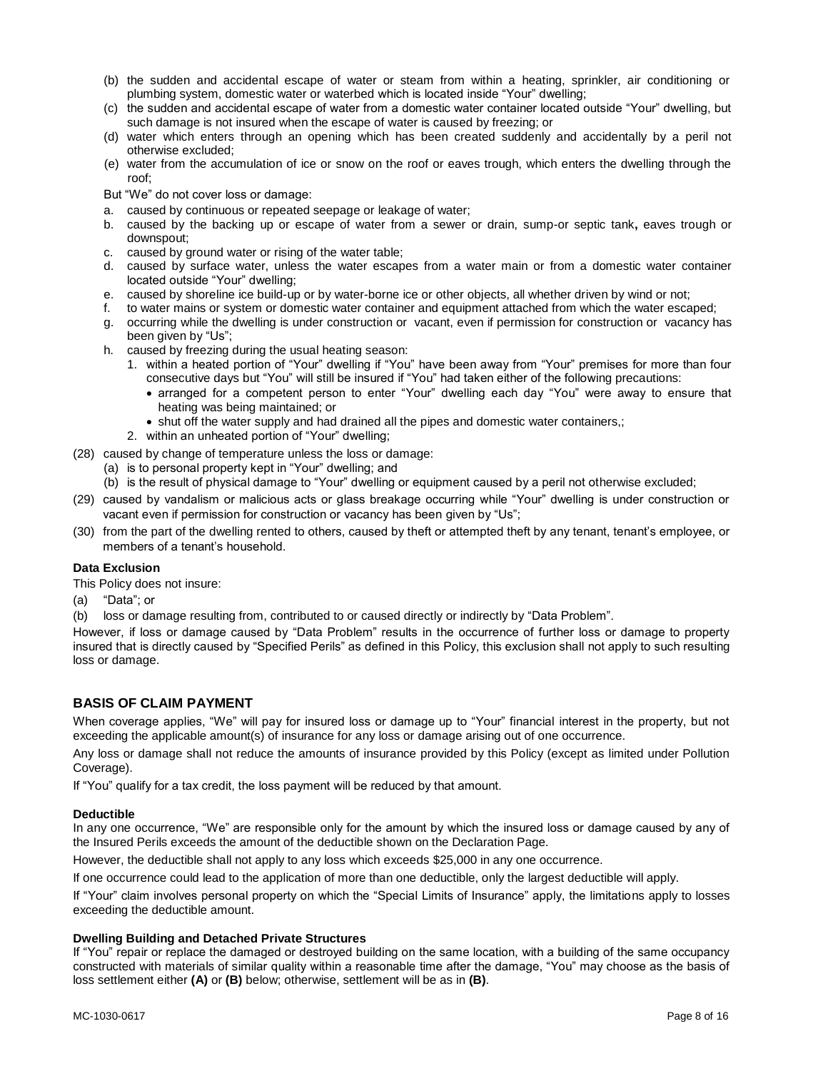(b) the sudden and accidental escape of water or steam from within a heating, sprinkler, air conditioning or plumbing system, domestic water or waterbed which is located inside "Your" dwelling;
(c) the sudden and accidental escape of water from a domestic water container located outside "Your" dwelling, but such damage is not insured when the escape of water is caused by freezing; or
(d) water which enters through an opening which has been created suddenly and accidentally by a peril not otherwise excluded;
(e) water from the accumulation of ice or snow on the roof or eaves trough, which enters the dwelling through the roof;

But "We" do not cover loss or damage:

a. caused by continuous or repeated seepage or leakage of water;
b. caused by the backing up or escape of water from a sewer or drain, sump-or septic tank**,** eaves trough or downspout;
c. caused by ground water or rising of the water table;
d. caused by surface water, unless the water escapes from a water main or from a domestic water container located outside "Your" dwelling;
e. caused by shoreline ice build-up or by water-borne ice or other objects, all whether driven by wind or not;
f. to water mains or system or domestic water container and equipment attached from which the water escaped;
g. occurring while the dwelling is under construction or vacant, even if permission for construction or vacancy has been given by "Us";
h. caused by freezing during the usual heating season:
   1. within a heated portion of "Your" dwelling if "You" have been away from "Your" premises for more than four consecutive days but "You" will still be insured if "You" had taken either of the following precautions:
      - arranged for a competent person to enter "Your" dwelling each day "You" were away to ensure that heating was being maintained; or
      - shut off the water supply and had drained all the pipes and domestic water containers,;
   2. within an unheated portion of "Your" dwelling;

(28) caused by change of temperature unless the loss or damage:
   (a) is to personal property kept in "Your" dwelling; and
   (b) is the result of physical damage to "Your" dwelling or equipment caused by a peril not otherwise excluded;

(29) caused by vandalism or malicious acts or glass breakage occurring while "Your" dwelling is under construction or vacant even if permission for construction or vacancy has been given by "Us";

(30) from the part of the dwelling rented to others, caused by theft or attempted theft by any tenant, tenant's employee, or members of a tenant's household.

**Data Exclusion**

This Policy does not insure:

(a) "Data"; or
(b) loss or damage resulting from, contributed to or caused directly or indirectly by "Data Problem".

However, if loss or damage caused by "Data Problem" results in the occurrence of further loss or damage to property insured that is directly caused by "Specified Perils" as defined in this Policy, this exclusion shall not apply to such resulting loss or damage.

## BASIS OF CLAIM PAYMENT

When coverage applies, "We" will pay for insured loss or damage up to "Your" financial interest in the property, but not exceeding the applicable amount(s) of insurance for any loss or damage arising out of one occurrence.

Any loss or damage shall not reduce the amounts of insurance provided by this Policy (except as limited under Pollution Coverage).

If "You" qualify for a tax credit, the loss payment will be reduced by that amount.

**Deductible**

In any one occurrence, "We" are responsible only for the amount by which the insured loss or damage caused by any of the Insured Perils exceeds the amount of the deductible shown on the Declaration Page.

However, the deductible shall not apply to any loss which exceeds $25,000 in any one occurrence.

If one occurrence could lead to the application of more than one deductible, only the largest deductible will apply.

If "Your" claim involves personal property on which the "Special Limits of Insurance" apply, the limitations apply to losses exceeding the deductible amount.

**Dwelling Building and Detached Private Structures**

If "You" repair or replace the damaged or destroyed building on the same location, with a building of the same occupancy constructed with materials of similar quality within a reasonable time after the damage, "You" may choose as the basis of loss settlement either **(A)** or **(B)** below; otherwise, settlement will be as in **(B)**.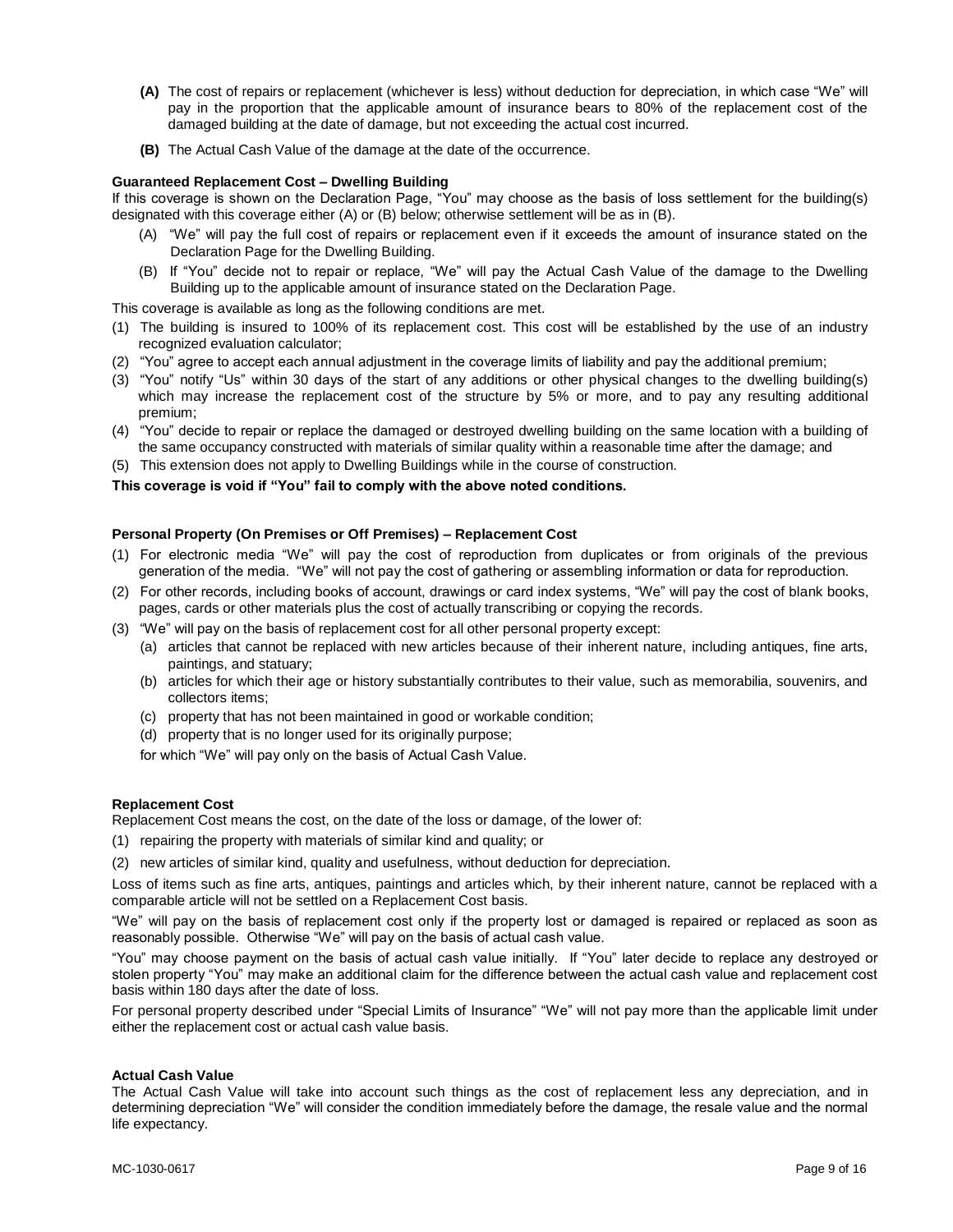- **(A)** The cost of repairs or replacement (whichever is less) without deduction for depreciation, in which case "We" will pay in the proportion that the applicable amount of insurance bears to 80% of the replacement cost of the damaged building at the date of damage, but not exceeding the actual cost incurred.
- **(B)** The Actual Cash Value of the damage at the date of the occurrence.

**Guaranteed Replacement Cost – Dwelling Building**

If this coverage is shown on the Declaration Page, "You" may choose as the basis of loss settlement for the building(s) designated with this coverage either (A) or (B) below; otherwise settlement will be as in (B).

- (A) "We" will pay the full cost of repairs or replacement even if it exceeds the amount of insurance stated on the Declaration Page for the Dwelling Building.
- (B) If "You" decide not to repair or replace, "We" will pay the Actual Cash Value of the damage to the Dwelling Building up to the applicable amount of insurance stated on the Declaration Page.

This coverage is available as long as the following conditions are met.

1. (1) The building is insured to 100% of its replacement cost. This cost will be established by the use of an industry recognized evaluation calculator;
2. (2) "You" agree to accept each annual adjustment in the coverage limits of liability and pay the additional premium;
3. (3) "You" notify "Us" within 30 days of the start of any additions or other physical changes to the dwelling building(s) which may increase the replacement cost of the structure by 5% or more, and to pay any resulting additional premium;
4. (4) "You" decide to repair or replace the damaged or destroyed dwelling building on the same location with a building of the same occupancy constructed with materials of similar quality within a reasonable time after the damage; and
5. (5) This extension does not apply to Dwelling Buildings while in the course of construction.

**This coverage is void if "You" fail to comply with the above noted conditions.**

**Personal Property (On Premises or Off Premises) – Replacement Cost**

1. (1) For electronic media "We" will pay the cost of reproduction from duplicates or from originals of the previous generation of the media. "We" will not pay the cost of gathering or assembling information or data for reproduction.
2. (2) For other records, including books of account, drawings or card index systems, "We" will pay the cost of blank books, pages, cards or other materials plus the cost of actually transcribing or copying the records.
3. (3) "We" will pay on the basis of replacement cost for all other personal property except:
   - (a) articles that cannot be replaced with new articles because of their inherent nature, including antiques, fine arts, paintings, and statuary;
   - (b) articles for which their age or history substantially contributes to their value, such as memorabilia, souvenirs, and collectors items;
   - (c) property that has not been maintained in good or workable condition;
   - (d) property that is no longer used for its originally purpose;

   for which "We" will pay only on the basis of Actual Cash Value.

**Replacement Cost**

Replacement Cost means the cost, on the date of the loss or damage, of the lower of:

1. (1) repairing the property with materials of similar kind and quality; or
2. (2) new articles of similar kind, quality and usefulness, without deduction for depreciation.

Loss of items such as fine arts, antiques, paintings and articles which, by their inherent nature, cannot be replaced with a comparable article will not be settled on a Replacement Cost basis.

"We" will pay on the basis of replacement cost only if the property lost or damaged is repaired or replaced as soon as reasonably possible. Otherwise "We" will pay on the basis of actual cash value.

"You" may choose payment on the basis of actual cash value initially. If "You" later decide to replace any destroyed or stolen property "You" may make an additional claim for the difference between the actual cash value and replacement cost basis within 180 days after the date of loss.

For personal property described under "Special Limits of Insurance" "We" will not pay more than the applicable limit under either the replacement cost or actual cash value basis.

**Actual Cash Value**

The Actual Cash Value will take into account such things as the cost of replacement less any depreciation, and in determining depreciation "We" will consider the condition immediately before the damage, the resale value and the normal life expectancy.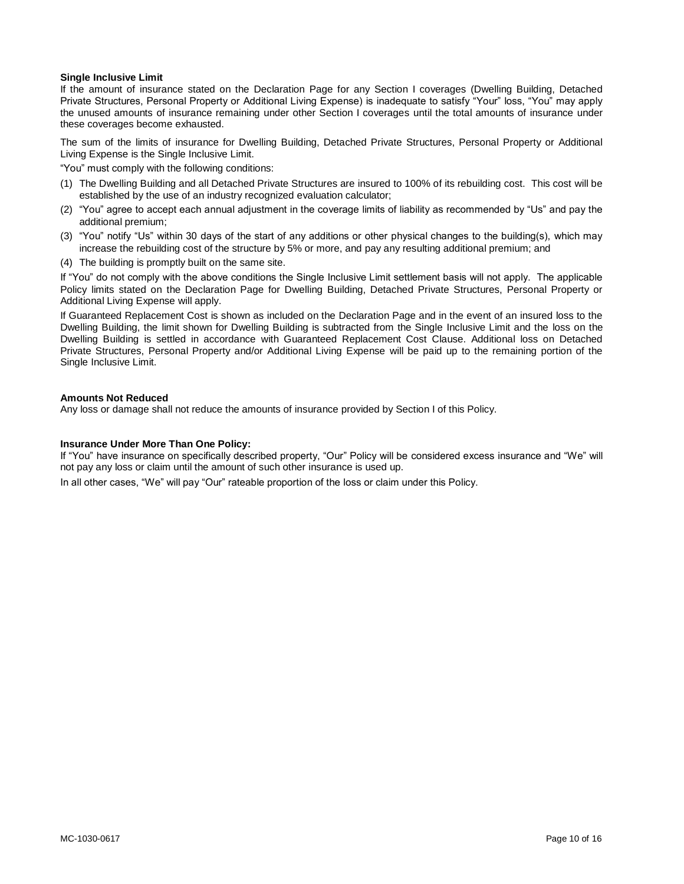**Single Inclusive Limit**

If the amount of insurance stated on the Declaration Page for any Section I coverages (Dwelling Building, Detached Private Structures, Personal Property or Additional Living Expense) is inadequate to satisfy "Your" loss, "You" may apply the unused amounts of insurance remaining under other Section I coverages until the total amounts of insurance under these coverages become exhausted.

The sum of the limits of insurance for Dwelling Building, Detached Private Structures, Personal Property or Additional Living Expense is the Single Inclusive Limit.

"You" must comply with the following conditions:

(1) The Dwelling Building and all Detached Private Structures are insured to 100% of its rebuilding cost. This cost will be established by the use of an industry recognized evaluation calculator;
(2) "You" agree to accept each annual adjustment in the coverage limits of liability as recommended by "Us" and pay the additional premium;
(3) "You" notify "Us" within 30 days of the start of any additions or other physical changes to the building(s), which may increase the rebuilding cost of the structure by 5% or more, and pay any resulting additional premium; and
(4) The building is promptly built on the same site.

If "You" do not comply with the above conditions the Single Inclusive Limit settlement basis will not apply. The applicable Policy limits stated on the Declaration Page for Dwelling Building, Detached Private Structures, Personal Property or Additional Living Expense will apply.

If Guaranteed Replacement Cost is shown as included on the Declaration Page and in the event of an insured loss to the Dwelling Building, the limit shown for Dwelling Building is subtracted from the Single Inclusive Limit and the loss on the Dwelling Building is settled in accordance with Guaranteed Replacement Cost Clause. Additional loss on Detached Private Structures, Personal Property and/or Additional Living Expense will be paid up to the remaining portion of the Single Inclusive Limit.

**Amounts Not Reduced**

Any loss or damage shall not reduce the amounts of insurance provided by Section I of this Policy.

**Insurance Under More Than One Policy:**

If "You" have insurance on specifically described property, "Our" Policy will be considered excess insurance and "We" will not pay any loss or claim until the amount of such other insurance is used up.

In all other cases, "We" will pay "Our" rateable proportion of the loss or claim under this Policy.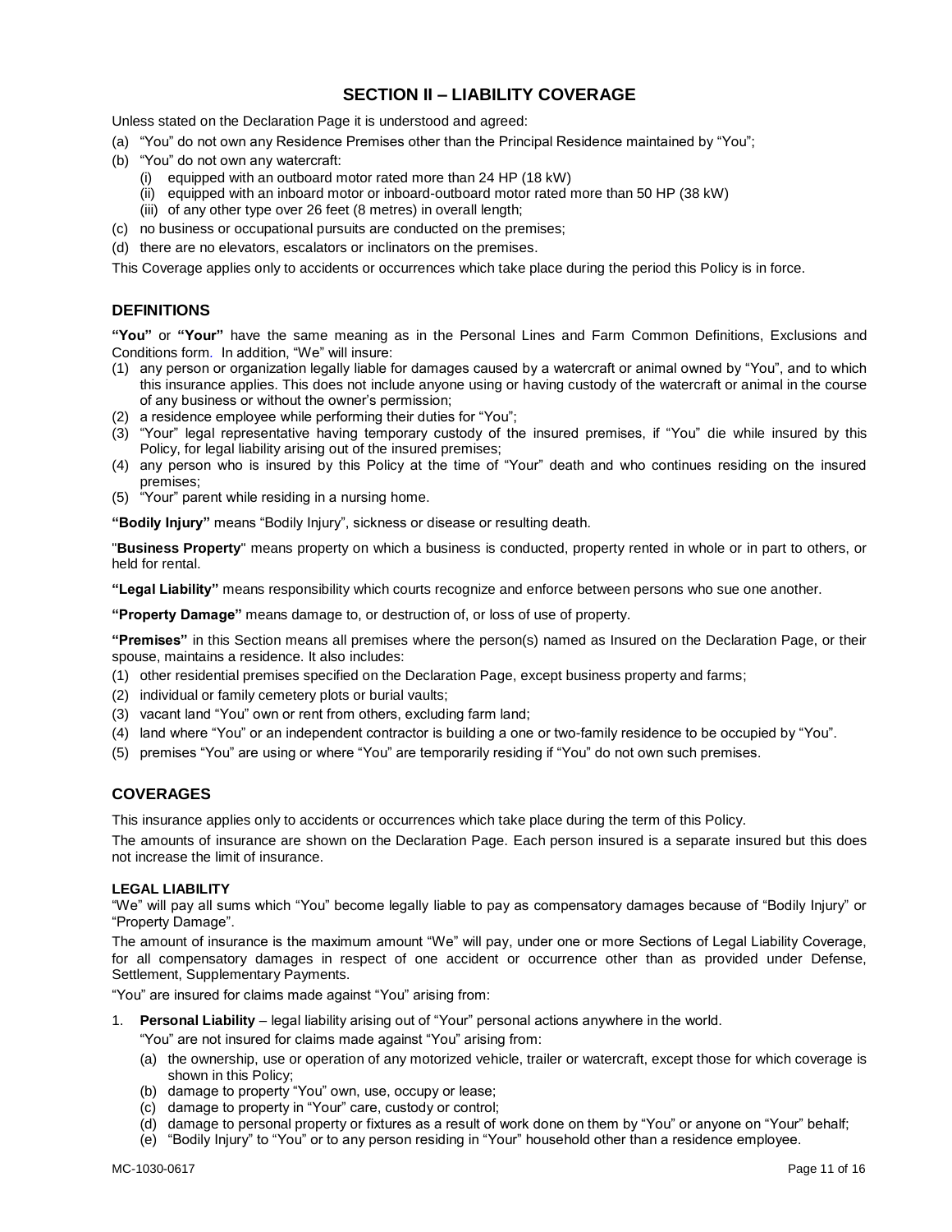# SECTION II – LIABILITY COVERAGE

Unless stated on the Declaration Page it is understood and agreed:

(a) "You" do not own any Residence Premises other than the Principal Residence maintained by "You";

(b) "You" do not own any watercraft:
   - (i) equipped with an outboard motor rated more than 24 HP (18 kW)
   - (ii) equipped with an inboard motor or inboard-outboard motor rated more than 50 HP (38 kW)
   - (iii) of any other type over 26 feet (8 metres) in overall length;

(c) no business or occupational pursuits are conducted on the premises;

(d) there are no elevators, escalators or inclinators on the premises.

This Coverage applies only to accidents or occurrences which take place during the period this Policy is in force.

## DEFINITIONS

**"You"** or **"Your"** have the same meaning as in the Personal Lines and Farm Common Definitions, Exclusions and Conditions form. In addition, "We" will insure:

(1) any person or organization legally liable for damages caused by a watercraft or animal owned by "You", and to which this insurance applies. This does not include anyone using or having custody of the watercraft or animal in the course of any business or without the owner's permission;

(2) a residence employee while performing their duties for "You";

(3) "Your" legal representative having temporary custody of the insured premises, if "You" die while insured by this Policy, for legal liability arising out of the insured premises;

(4) any person who is insured by this Policy at the time of "Your" death and who continues residing on the insured premises;

(5) "Your" parent while residing in a nursing home.

**"Bodily Injury"** means "Bodily Injury", sickness or disease or resulting death.

"**Business Property**" means property on which a business is conducted, property rented in whole or in part to others, or held for rental.

**"Legal Liability"** means responsibility which courts recognize and enforce between persons who sue one another.

**"Property Damage"** means damage to, or destruction of, or loss of use of property.

**"Premises"** in this Section means all premises where the person(s) named as Insured on the Declaration Page, or their spouse, maintains a residence. It also includes:

(1) other residential premises specified on the Declaration Page, except business property and farms;

(2) individual or family cemetery plots or burial vaults;

(3) vacant land "You" own or rent from others, excluding farm land;

(4) land where "You" or an independent contractor is building a one or two-family residence to be occupied by "You".

(5) premises "You" are using or where "You" are temporarily residing if "You" do not own such premises.

## COVERAGES

This insurance applies only to accidents or occurrences which take place during the term of this Policy.

The amounts of insurance are shown on the Declaration Page. Each person insured is a separate insured but this does not increase the limit of insurance.

### LEGAL LIABILITY

"We" will pay all sums which "You" become legally liable to pay as compensatory damages because of "Bodily Injury" or "Property Damage".

The amount of insurance is the maximum amount "We" will pay, under one or more Sections of Legal Liability Coverage, for all compensatory damages in respect of one accident or occurrence other than as provided under Defense, Settlement, Supplementary Payments.

"You" are insured for claims made against "You" arising from:

1. **Personal Liability** – legal liability arising out of "Your" personal actions anywhere in the world.

   "You" are not insured for claims made against "You" arising from:

   (a) the ownership, use or operation of any motorized vehicle, trailer or watercraft, except those for which coverage is shown in this Policy;

   (b) damage to property "You" own, use, occupy or lease;

   (c) damage to property in "Your" care, custody or control;

   (d) damage to personal property or fixtures as a result of work done on them by "You" or anyone on "Your" behalf;

   (e) "Bodily Injury" to "You" or to any person residing in "Your" household other than a residence employee.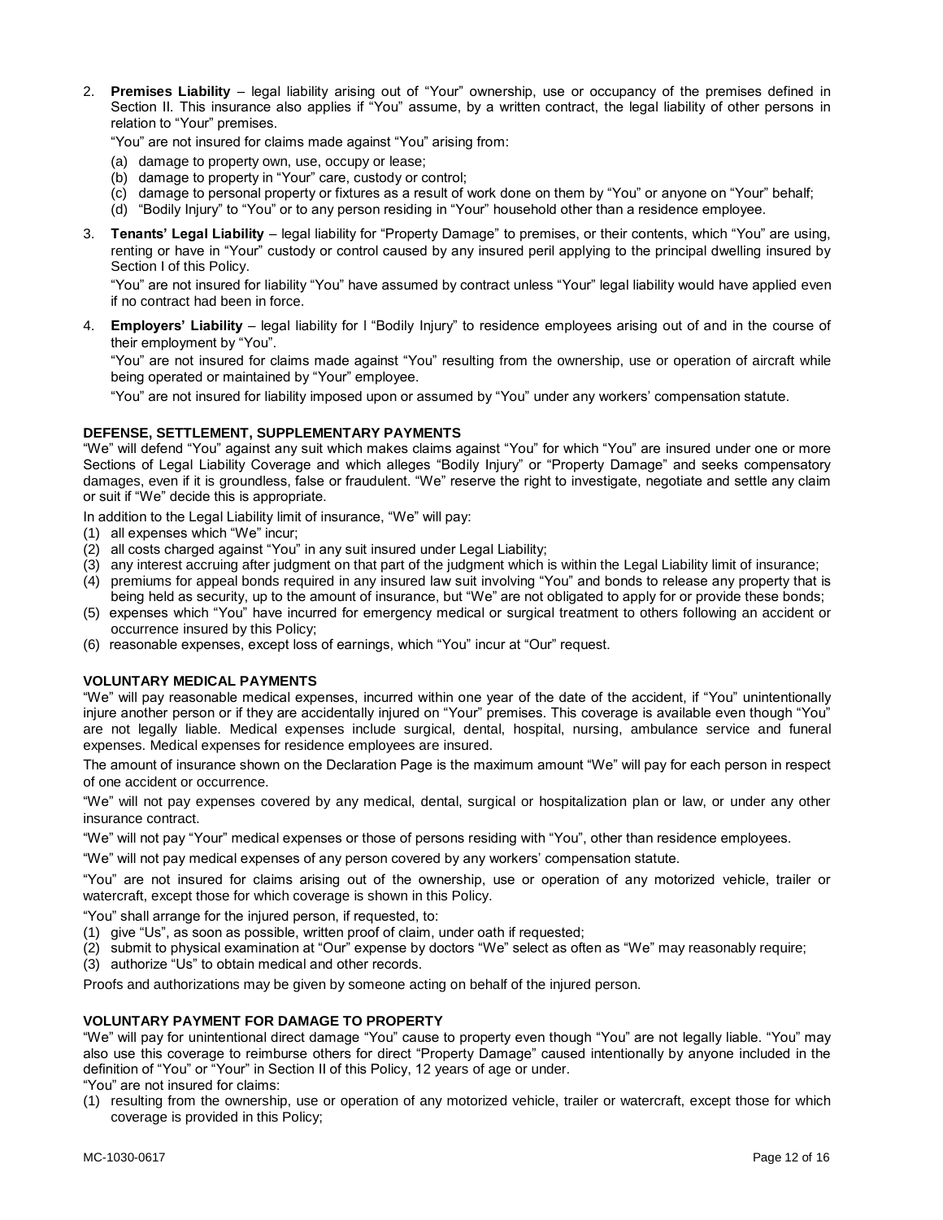2. **Premises Liability** – legal liability arising out of "You" ownership, use or occupancy of the premises defined in Section II. This insurance also applies if "You" assume, by a written contract, the legal liability of other persons in relation to "Your" premises.

   "You" are not insured for claims made against "You" arising from:

   (a) damage to property own, use, occupy or lease;
   (b) damage to property in "Your" care, custody or control;
   (c) damage to personal property or fixtures as a result of work done on them by "You" or anyone on "Your" behalf;
   (d) "Bodily Injury" to "You" or to any person residing in "Your" household other than a residence employee.

3. **Tenants' Legal Liability** – legal liability for "Property Damage" to premises, or their contents, which "You" are using, renting or have in "Your" custody or control caused by any insured peril applying to the principal dwelling insured by Section I of this Policy.

   "You" are not insured for liability "You" have assumed by contract unless "Your" legal liability would have applied even if no contract had been in force.

4. **Employers' Liability** – legal liability for l "Bodily Injury" to residence employees arising out of and in the course of their employment by "You".

   "You" are not insured for claims made against "You" resulting from the ownership, use or operation of aircraft while being operated or maintained by "Your" employee.

   "You" are not insured for liability imposed upon or assumed by "You" under any workers' compensation statute.

**DEFENSE, SETTLEMENT, SUPPLEMENTARY PAYMENTS**

"We" will defend "You" against any suit which makes claims against "You" for which "You" are insured under one or more Sections of Legal Liability Coverage and which alleges "Bodily Injury" or "Property Damage" and seeks compensatory damages, even if it is groundless, false or fraudulent. "We" reserve the right to investigate, negotiate and settle any claim or suit if "We" decide this is appropriate.

In addition to the Legal Liability limit of insurance, "We" will pay:

(1) all expenses which "We" incur;
(2) all costs charged against "You" in any suit insured under Legal Liability;
(3) any interest accruing after judgment on that part of the judgment which is within the Legal Liability limit of insurance;
(4) premiums for appeal bonds required in any insured law suit involving "You" and bonds to release any property that is being held as security, up to the amount of insurance, but "We" are not obligated to apply for or provide these bonds;
(5) expenses which "You" have incurred for emergency medical or surgical treatment to others following an accident or occurrence insured by this Policy;
(6) reasonable expenses, except loss of earnings, which "You" incur at "Our" request.

**VOLUNTARY MEDICAL PAYMENTS**

"We" will pay reasonable medical expenses, incurred within one year of the date of the accident, if "You" unintentionally injure another person or if they are accidentally injured on "Your" premises. This coverage is available even though "You" are not legally liable. Medical expenses include surgical, dental, hospital, nursing, ambulance service and funeral expenses. Medical expenses for residence employees are insured.

The amount of insurance shown on the Declaration Page is the maximum amount "We" will pay for each person in respect of one accident or occurrence.

"We" will not pay expenses covered by any medical, dental, surgical or hospitalization plan or law, or under any other insurance contract.

"We" will not pay "Your" medical expenses or those of persons residing with "You", other than residence employees.

"We" will not pay medical expenses of any person covered by any workers' compensation statute.

"You" are not insured for claims arising out of the ownership, use or operation of any motorized vehicle, trailer or watercraft, except those for which coverage is shown in this Policy.

"You" shall arrange for the injured person, if requested, to:

(1) give "Us", as soon as possible, written proof of claim, under oath if requested;
(2) submit to physical examination at "Our" expense by doctors "We" select as often as "We" may reasonably require;
(3) authorize "Us" to obtain medical and other records.

Proofs and authorizations may be given by someone acting on behalf of the injured person.

**VOLUNTARY PAYMENT FOR DAMAGE TO PROPERTY**

"We" will pay for unintentional direct damage "You" cause to property even though "You" are not legally liable. "You" may also use this coverage to reimburse others for direct "Property Damage" caused intentionally by anyone included in the definition of "You" or "Your" in Section II of this Policy, 12 years of age or under.

"You" are not insured for claims:

(1) resulting from the ownership, use or operation of any motorized vehicle, trailer or watercraft, except those for which coverage is provided in this Policy;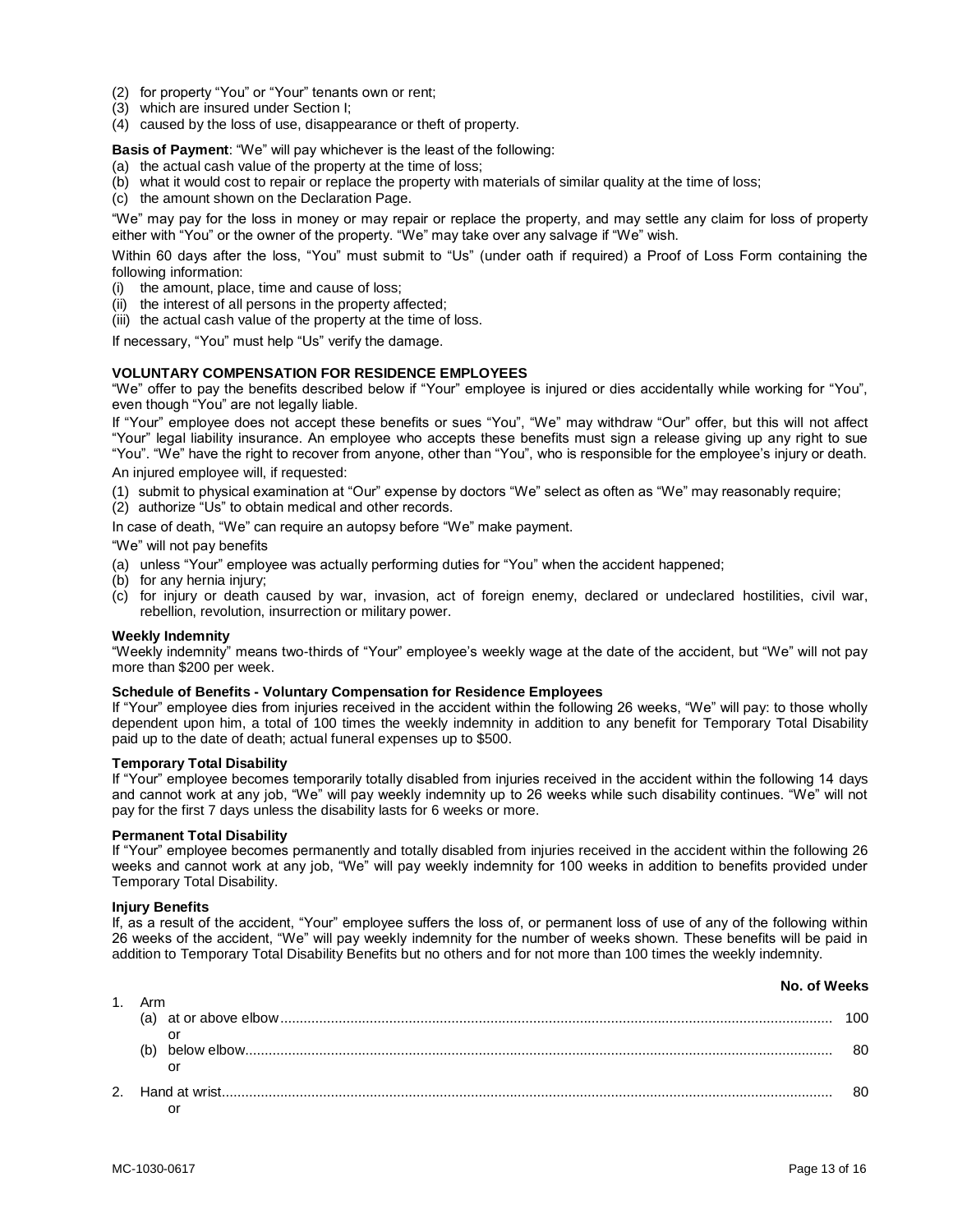(2) for property "You" or "Your" tenants own or rent;
(3) which are insured under Section I;
(4) caused by the loss of use, disappearance or theft of property.

**Basis of Payment**: "We" will pay whichever is the least of the following:

(a) the actual cash value of the property at the time of loss;
(b) what it would cost to repair or replace the property with materials of similar quality at the time of loss;
(c) the amount shown on the Declaration Page.

"We" may pay for the loss in money or may repair or replace the property, and may settle any claim for loss of property either with "You" or the owner of the property. "We" may take over any salvage if "We" wish.

Within 60 days after the loss, "You" must submit to "Us" (under oath if required) a Proof of Loss Form containing the following information:

(i) the amount, place, time and cause of loss;
(ii) the interest of all persons in the property affected;
(iii) the actual cash value of the property at the time of loss.

If necessary, "You" must help "Us" verify the damage.

**VOLUNTARY COMPENSATION FOR RESIDENCE EMPLOYEES**

"We" offer to pay the benefits described below if "Your" employee is injured or dies accidentally while working for "You", even though "You" are not legally liable.

If "Your" employee does not accept these benefits or sues "You", "We" may withdraw "Our" offer, but this will not affect "Your" legal liability insurance. An employee who accepts these benefits must sign a release giving up any right to sue "You". "We" have the right to recover from anyone, other than "You", who is responsible for the employee's injury or death.

An injured employee will, if requested:

(1) submit to physical examination at "Our" expense by doctors "We" select as often as "We" may reasonably require;
(2) authorize "Us" to obtain medical and other records.

In case of death, "We" can require an autopsy before "We" make payment.

"We" will not pay benefits

(a) unless "Your" employee was actually performing duties for "You" when the accident happened;
(b) for any hernia injury;
(c) for injury or death caused by war, invasion, act of foreign enemy, declared or undeclared hostilities, civil war, rebellion, revolution, insurrection or military power.

**Weekly Indemnity**

"Weekly indemnity" means two-thirds of "Your" employee's weekly wage at the date of the accident, but "We" will not pay more than $200 per week.

**Schedule of Benefits - Voluntary Compensation for Residence Employees**

If "Your" employee dies from injuries received in the accident within the following 26 weeks, "We" will pay: to those wholly dependent upon him, a total of 100 times the weekly indemnity in addition to any benefit for Temporary Total Disability paid up to the date of death; actual funeral expenses up to $500.

**Temporary Total Disability**

If "Your" employee becomes temporarily totally disabled from injuries received in the accident within the following 14 days and cannot work at any job, "We" will pay weekly indemnity up to 26 weeks while such disability continues. "We" will not pay for the first 7 days unless the disability lasts for 6 weeks or more.

**Permanent Total Disability**

If "Your" employee becomes permanently and totally disabled from injuries received in the accident within the following 26 weeks and cannot work at any job, "We" will pay weekly indemnity for 100 weeks in addition to benefits provided under Temporary Total Disability.

**Injury Benefits**

If, as a result of the accident, "Your" employee suffers the loss of, or permanent loss of use of any of the following within 26 weeks of the accident, "We" will pay weekly indemnity for the number of weeks shown. These benefits will be paid in addition to Temporary Total Disability Benefits but no others and for not more than 100 times the weekly indemnity.

| | **No. of Weeks** |
|---|---|
| 1. Arm | |
| (a) at or above elbow | 100 |
| or | |
| (b) below elbow | 80 |
| or | |
| 2. Hand at wrist | 80 |
| or | |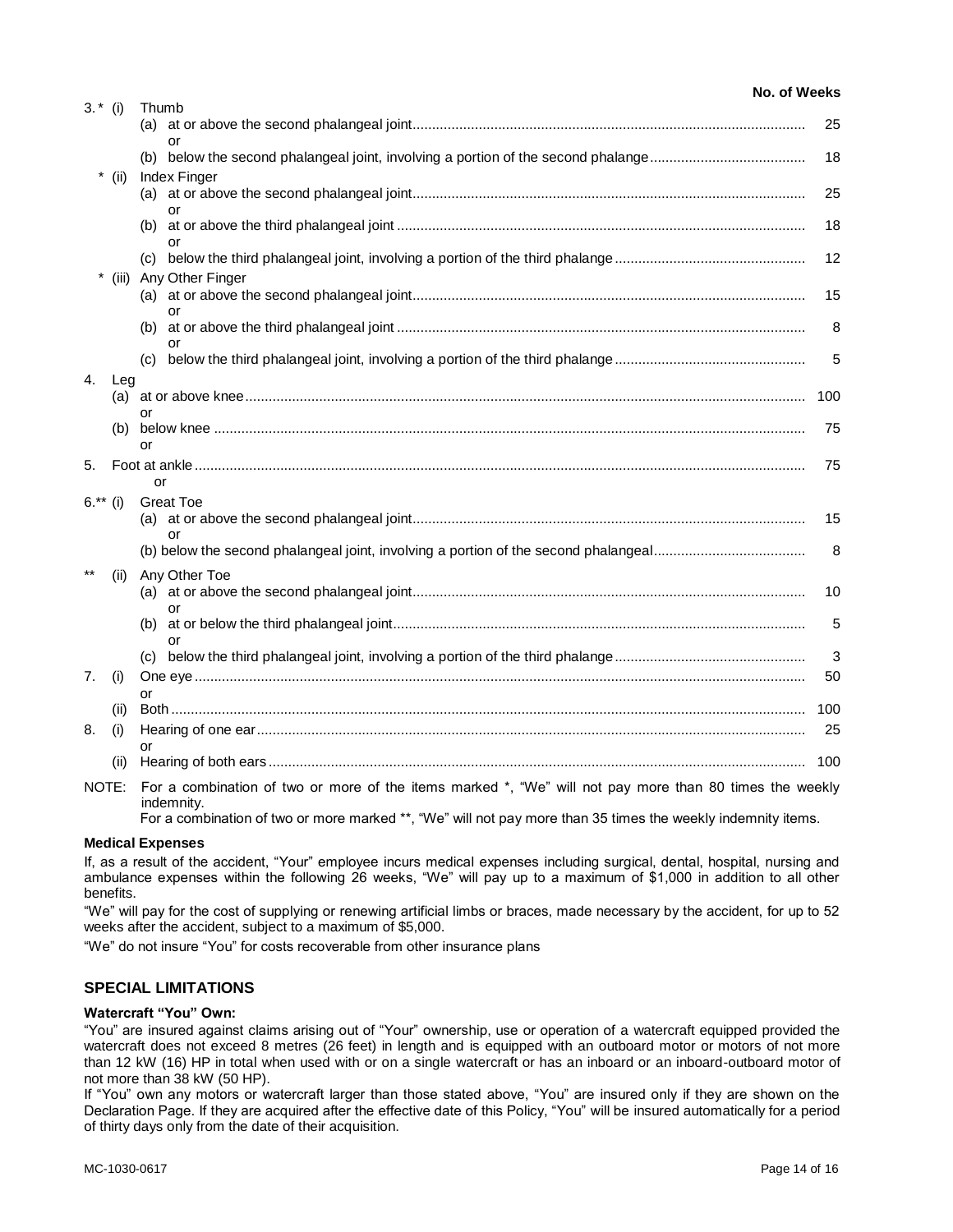| | | No. of Weeks |
|---|---|---|
| 3.* (i) | Thumb | |
| | (a) at or above the second phalangeal joint | 25 |
| | or | |
| | (b) below the second phalangeal joint, involving a portion of the second phalange | 18 |
| * (ii) | Index Finger | |
| | (a) at or above the second phalangeal joint | 25 |
| | or | |
| | (b) at or above the third phalangeal joint | 18 |
| | or | |
| | (c) below the third phalangeal joint, involving a portion of the third phalange | 12 |
| * (iii) | Any Other Finger | |
| | (a) at or above the second phalangeal joint | 15 |
| | or | |
| | (b) at or above the third phalangeal joint | 8 |
| | or | |
| | (c) below the third phalangeal joint, involving a portion of the third phalange | 5 |
| 4. | Leg | |
| | (a) at or above knee | 100 |
| | or | |
| | (b) below knee | 75 |
| | or | |
| 5. | Foot at ankle | 75 |
| | or | |
| 6.** (i) | Great Toe | |
| | (a) at or above the second phalangeal joint | 15 |
| | or | |
| | (b) below the second phalangeal joint, involving a portion of the second phalangeal | 8 |
| ** (ii) | Any Other Toe | |
| | (a) at or above the second phalangeal joint | 10 |
| | or | |
| | (b) at or below the third phalangeal joint | 5 |
| | or | |
| | (c) below the third phalangeal joint, involving a portion of the third phalange | 3 |
| 7. (i) | One eye | 50 |
| | or | |
| (ii) | Both | 100 |
| 8. (i) | Hearing of one ear | 25 |
| | or | |
| (ii) | Hearing of both ears | 100 |

NOTE: For a combination of two or more of the items marked *, "We" will not pay more than 80 times the weekly indemnity.
For a combination of two or more marked **, "We" will not pay more than 35 times the weekly indemnity items.

**Medical Expenses**

If, as a result of the accident, "Your" employee incurs medical expenses including surgical, dental, hospital, nursing and ambulance expenses within the following 26 weeks, "We" will pay up to a maximum of $1,000 in addition to all other benefits.

"We" will pay for the cost of supplying or renewing artificial limbs or braces, made necessary by the accident, for up to 52 weeks after the accident, subject to a maximum of $5,000.

"We" do not insure "You" for costs recoverable from other insurance plans

## SPECIAL LIMITATIONS

**Watercraft "You" Own:**

"You" are insured against claims arising out of "Your" ownership, use or operation of a watercraft equipped provided the watercraft does not exceed 8 metres (26 feet) in length and is equipped with an outboard motor or motors of not more than 12 kW (16) HP in total when used with or on a single watercraft or has an inboard or an inboard-outboard motor of not more than 38 kW (50 HP).

If "You" own any motors or watercraft larger than those stated above, "You" are insured only if they are shown on the Declaration Page. If they are acquired after the effective date of this Policy, "You" will be insured automatically for a period of thirty days only from the date of their acquisition.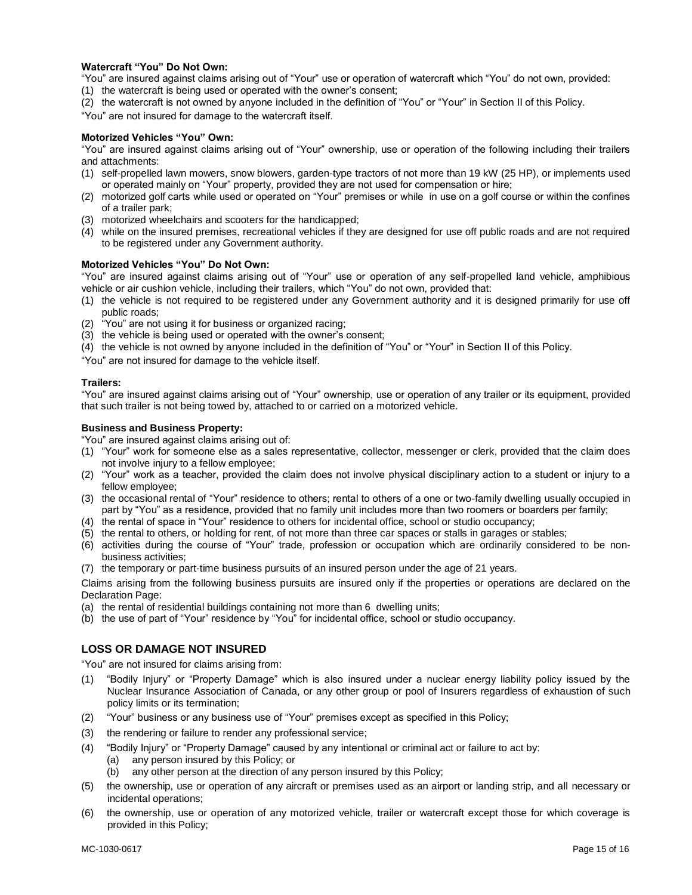**Watercraft "You" Do Not Own:**

"You" are insured against claims arising out of "Your" use or operation of watercraft which "You" do not own, provided:

(1) the watercraft is being used or operated with the owner's consent;
(2) the watercraft is not owned by anyone included in the definition of "You" or "Your" in Section II of this Policy.

"You" are not insured for damage to the watercraft itself.

**Motorized Vehicles "You" Own:**

"You" are insured against claims arising out of "Your" ownership, use or operation of the following including their trailers and attachments:

(1) self-propelled lawn mowers, snow blowers, garden-type tractors of not more than 19 kW (25 HP), or implements used or operated mainly on "Your" property, provided they are not used for compensation or hire;
(2) motorized golf carts while used or operated on "Your" premises or while in use on a golf course or within the confines of a trailer park;
(3) motorized wheelchairs and scooters for the handicapped;
(4) while on the insured premises, recreational vehicles if they are designed for use off public roads and are not required to be registered under any Government authority.

**Motorized Vehicles "You" Do Not Own:**

"You" are insured against claims arising out of "Your" use or operation of any self-propelled land vehicle, amphibious vehicle or air cushion vehicle, including their trailers, which "You" do not own, provided that:

(1) the vehicle is not required to be registered under any Government authority and it is designed primarily for use off public roads;
(2) "You" are not using it for business or organized racing;
(3) the vehicle is being used or operated with the owner's consent;
(4) the vehicle is not owned by anyone included in the definition of "You" or "Your" in Section II of this Policy.

"You" are not insured for damage to the vehicle itself.

**Trailers:**

"You" are insured against claims arising out of "Your" ownership, use or operation of any trailer or its equipment, provided that such trailer is not being towed by, attached to or carried on a motorized vehicle.

**Business and Business Property:**

"You" are insured against claims arising out of:

(1) "Your" work for someone else as a sales representative, collector, messenger or clerk, provided that the claim does not involve injury to a fellow employee;
(2) "Your" work as a teacher, provided the claim does not involve physical disciplinary action to a student or injury to a fellow employee;
(3) the occasional rental of "Your" residence to others; rental to others of a one or two-family dwelling usually occupied in part by "You" as a residence, provided that no family unit includes more than two roomers or boarders per family;
(4) the rental of space in "Your" residence to others for incidental office, school or studio occupancy;
(5) the rental to others, or holding for rent, of not more than three car spaces or stalls in garages or stables;
(6) activities during the course of "Your" trade, profession or occupation which are ordinarily considered to be non-business activities;
(7) the temporary or part-time business pursuits of an insured person under the age of 21 years.

Claims arising from the following business pursuits are insured only if the properties or operations are declared on the Declaration Page:

(a) the rental of residential buildings containing not more than 6 dwelling units;
(b) the use of part of "Your" residence by "You" for incidental office, school or studio occupancy.

## LOSS OR DAMAGE NOT INSURED

"You" are not insured for claims arising from:

(1) "Bodily Injury" or "Property Damage" which is also insured under a nuclear energy liability policy issued by the Nuclear Insurance Association of Canada, or any other group or pool of Insurers regardless of exhaustion of such policy limits or its termination;
(2) "Your" business or any business use of "Your" premises except as specified in this Policy;
(3) the rendering or failure to render any professional service;
(4) "Bodily Injury" or "Property Damage" caused by any intentional or criminal act or failure to act by:
    (a) any person insured by this Policy; or
    (b) any other person at the direction of any person insured by this Policy;
(5) the ownership, use or operation of any aircraft or premises used as an airport or landing strip, and all necessary or incidental operations;
(6) the ownership, use or operation of any motorized vehicle, trailer or watercraft except those for which coverage is provided in this Policy;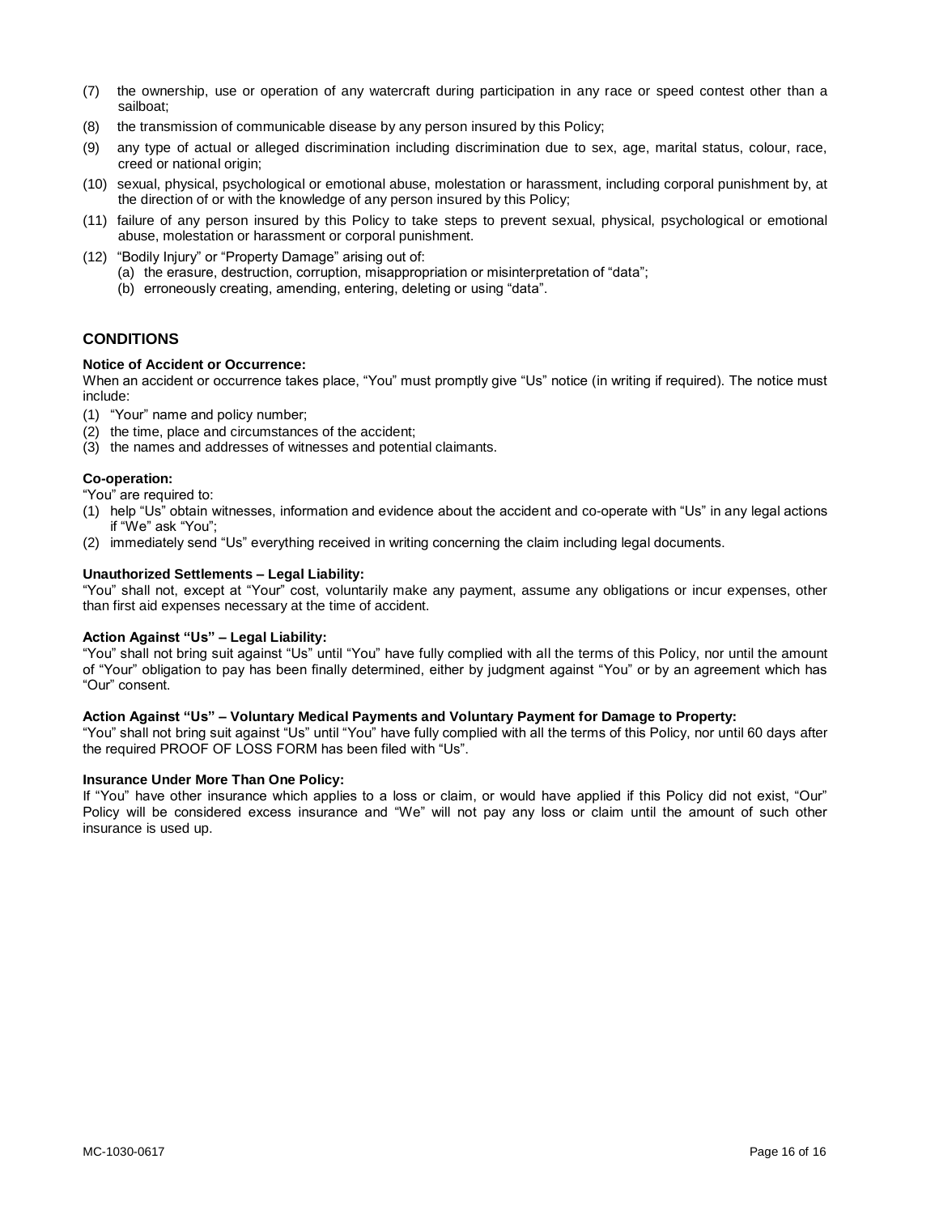(7) the ownership, use or operation of any watercraft during participation in any race or speed contest other than a sailboat;

(8) the transmission of communicable disease by any person insured by this Policy;

(9) any type of actual or alleged discrimination including discrimination due to sex, age, marital status, colour, race, creed or national origin;

(10) sexual, physical, psychological or emotional abuse, molestation or harassment, including corporal punishment by, at the direction of or with the knowledge of any person insured by this Policy;

(11) failure of any person insured by this Policy to take steps to prevent sexual, physical, psychological or emotional abuse, molestation or harassment or corporal punishment.

(12) "Bodily Injury" or "Property Damage" arising out of:
  (a) the erasure, destruction, corruption, misappropriation or misinterpretation of "data";
  (b) erroneously creating, amending, entering, deleting or using "data".

## CONDITIONS

**Notice of Accident or Occurrence:**
When an accident or occurrence takes place, "You" must promptly give "Us" notice (in writing if required). The notice must include:

(1) "Your" name and policy number;
(2) the time, place and circumstances of the accident;
(3) the names and addresses of witnesses and potential claimants.

**Co-operation:**
"You" are required to:

(1) help "Us" obtain witnesses, information and evidence about the accident and co-operate with "Us" in any legal actions if "We" ask "You";
(2) immediately send "Us" everything received in writing concerning the claim including legal documents.

**Unauthorized Settlements – Legal Liability:**
"You" shall not, except at "Your" cost, voluntarily make any payment, assume any obligations or incur expenses, other than first aid expenses necessary at the time of accident.

**Action Against "Us" – Legal Liability:**
"You" shall not bring suit against "Us" until "You" have fully complied with all the terms of this Policy, nor until the amount of "Your" obligation to pay has been finally determined, either by judgment against "You" or by an agreement which has "Our" consent.

**Action Against "Us" – Voluntary Medical Payments and Voluntary Payment for Damage to Property:**
"You" shall not bring suit against "Us" until "You" have fully complied with all the terms of this Policy, nor until 60 days after the required PROOF OF LOSS FORM has been filed with "Us".

**Insurance Under More Than One Policy:**
If "You" have other insurance which applies to a loss or claim, or would have applied if this Policy did not exist, "Our" Policy will be considered excess insurance and "We" will not pay any loss or claim until the amount of such other insurance is used up.

MC-1030-0617